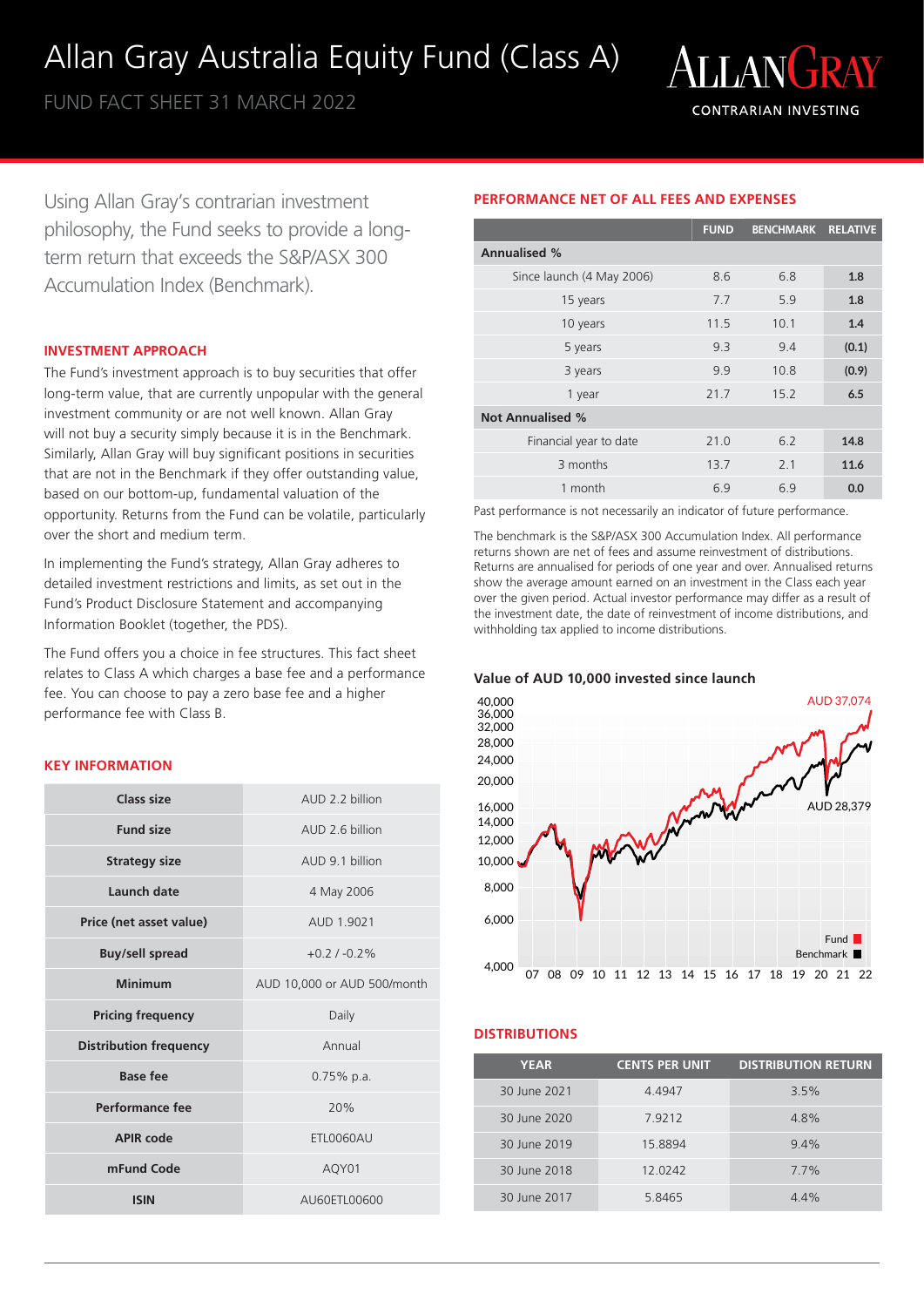# Allan Gray Australia Equity Fund (Class A)

FUND FACT SHEET 31 MARCH 2022

ALLANGRAY
CONTRARIAN INVESTING

Using Allan Gray's contrarian investment philosophy, the Fund seeks to provide a long-term return that exceeds the S&P/ASX 300 Accumulation Index (Benchmark).

## INVESTMENT APPROACH

The Fund's investment approach is to buy securities that offer long-term value, that are currently unpopular with the general investment community or are not well known. Allan Gray will not buy a security simply because it is in the Benchmark. Similarly, Allan Gray will buy significant positions in securities that are not in the Benchmark if they offer outstanding value, based on our bottom-up, fundamental valuation of the opportunity. Returns from the Fund can be volatile, particularly over the short and medium term.

In implementing the Fund's strategy, Allan Gray adheres to detailed investment restrictions and limits, as set out in the Fund's Product Disclosure Statement and accompanying Information Booklet (together, the PDS).

The Fund offers you a choice in fee structures. This fact sheet relates to Class A which charges a base fee and a performance fee. You can choose to pay a zero base fee and a higher performance fee with Class B.

## KEY INFORMATION

| | |
|---|---|
| **Class size** | AUD 2.2 billion |
| **Fund size** | AUD 2.6 billion |
| **Strategy size** | AUD 9.1 billion |
| **Launch date** | 4 May 2006 |
| **Price (net asset value)** | AUD 1.9021 |
| **Buy/sell spread** | +0.2 / -0.2% |
| **Minimum** | AUD 10,000 or AUD 500/month |
| **Pricing frequency** | Daily |
| **Distribution frequency** | Annual |
| **Base fee** | 0.75% p.a. |
| **Performance fee** | 20% |
| **APIR code** | ETL0060AU |
| **mFund Code** | AQY01 |
| **ISIN** | AU60ETL00600 |

## PERFORMANCE NET OF ALL FEES AND EXPENSES

| | FUND | BENCHMARK | RELATIVE |
|---|---|---|---|
| **Annualised %** | | | |
| Since launch (4 May 2006) | 8.6 | 6.8 | **1.8** |
| 15 years | 7.7 | 5.9 | **1.8** |
| 10 years | 11.5 | 10.1 | **1.4** |
| 5 years | 9.3 | 9.4 | **(0.1)** |
| 3 years | 9.9 | 10.8 | **(0.9)** |
| 1 year | 21.7 | 15.2 | **6.5** |
| **Not Annualised %** | | | |
| Financial year to date | 21.0 | 6.2 | **14.8** |
| 3 months | 13.7 | 2.1 | **11.6** |
| 1 month | 6.9 | 6.9 | **0.0** |

Past performance is not necessarily an indicator of future performance.

The benchmark is the S&P/ASX 300 Accumulation Index. All performance returns shown are net of fees and assume reinvestment of distributions. Returns are annualised for periods of one year and over. Annualised returns show the average amount earned on an investment in the Class each year over the given period. Actual investor performance may differ as a result of the investment date, the date of reinvestment of income distributions, and withholding tax applied to income distributions.

### Value of AUD 10,000 invested since launch

Fund: AUD 37,074
Benchmark: AUD 28,379

## DISTRIBUTIONS

| YEAR | CENTS PER UNIT | DISTRIBUTION RETURN |
|---|---|---|
| 30 June 2021 | 4.4947 | 3.5% |
| 30 June 2020 | 7.9212 | 4.8% |
| 30 June 2019 | 15.8894 | 9.4% |
| 30 June 2018 | 12.0242 | 7.7% |
| 30 June 2017 | 5.8465 | 4.4% |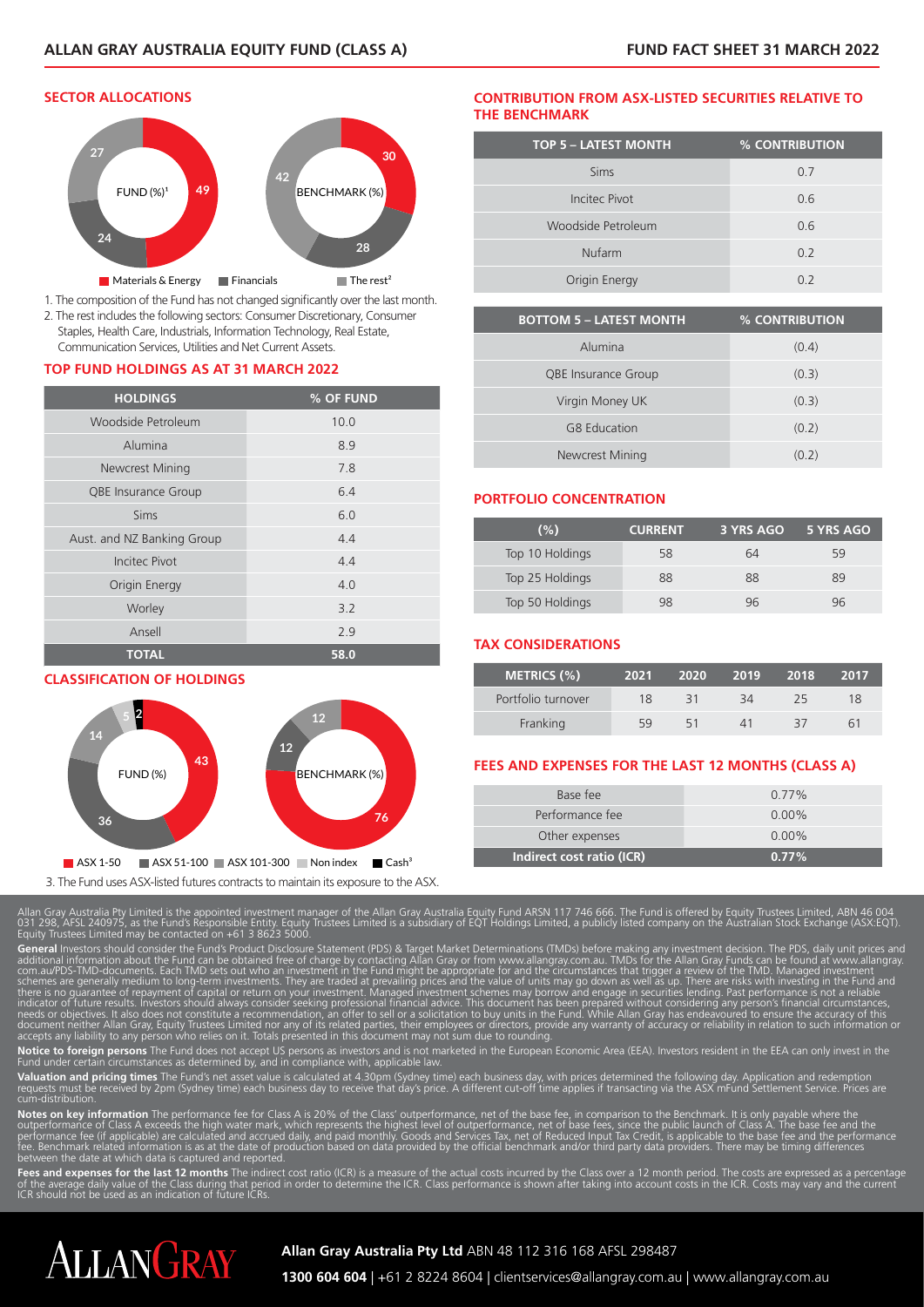## SECTOR ALLOCATIONS

FUND (%)[1]
49
24
27

BENCHMARK (%)
30
28
42

Materials & Energy | Financials | The rest[2]

1. The composition of the Fund has not changed significantly over the last month.
2. The rest includes the following sectors: Consumer Discretionary, Consumer Staples, Health Care, Industrials, Information Technology, Real Estate, Communication Services, Utilities and Net Current Assets.

## TOP FUND HOLDINGS AS AT 31 MARCH 2022

| HOLDINGS | % OF FUND |
|---|---|
| Woodside Petroleum | 10.0 |
| Alumina | 8.9 |
| Newcrest Mining | 7.8 |
| QBE Insurance Group | 6.4 |
| Sims | 6.0 |
| Aust. and NZ Banking Group | 4.4 |
| Incitec Pivot | 4.4 |
| Origin Energy | 4.0 |
| Worley | 3.2 |
| Ansell | 2.9 |
| **TOTAL** | **58.0** |

## CLASSIFICATION OF HOLDINGS

FUND (%)
43
36
14
5
2

BENCHMARK (%)
76
12
12

ASX 1-50 | ASX 51-100 | ASX 101-300 | Non index | Cash[3]

3. The Fund uses ASX-listed futures contracts to maintain its exposure to the ASX.

## CONTRIBUTION FROM ASX-LISTED SECURITIES RELATIVE TO THE BENCHMARK

| TOP 5 – LATEST MONTH | % CONTRIBUTION |
|---|---|
| Sims | 0.7 |
| Incitec Pivot | 0.6 |
| Woodside Petroleum | 0.6 |
| Nufarm | 0.2 |
| Origin Energy | 0.2 |

| BOTTOM 5 – LATEST MONTH | % CONTRIBUTION |
|---|---|
| Alumina | (0.4) |
| QBE Insurance Group | (0.3) |
| Virgin Money UK | (0.3) |
| G8 Education | (0.2) |
| Newcrest Mining | (0.2) |

## PORTFOLIO CONCENTRATION

| (%) | CURRENT | 3 YRS AGO | 5 YRS AGO |
|---|---|---|---|
| Top 10 Holdings | 58 | 64 | 59 |
| Top 25 Holdings | 88 | 88 | 89 |
| Top 50 Holdings | 98 | 96 | 96 |

## TAX CONSIDERATIONS

| METRICS (%) | 2021 | 2020 | 2019 | 2018 | 2017 |
|---|---|---|---|---|---|
| Portfolio turnover | 18 | 31 | 34 | 25 | 18 |
| Franking | 59 | 51 | 41 | 37 | 61 |

## FEES AND EXPENSES FOR THE LAST 12 MONTHS (CLASS A)

| | |
|---|---|
| Base fee | 0.77% |
| Performance fee | 0.00% |
| Other expenses | 0.00% |
| **Indirect cost ratio (ICR)** | **0.77%** |

Allan Gray Australia Pty Limited is the appointed investment manager of the Allan Gray Australia Equity Fund ARSN 117 746 666. The Fund is offered by Equity Trustees Limited, ABN 46 004 031 298, AFSL 240975, as the Fund's Responsible Entity. Equity Trustees Limited is a subsidiary of EQT Holdings Limited, a publicly listed company on the Australian Stock Exchange (ASX:EQT). Equity Trustees Limited may be contacted on +61 3 8623 5000.

**General** Investors should consider the Fund's Product Disclosure Statement (PDS) & Target Market Determinations (TMDs) before making any investment decision. The PDS, daily unit prices and additional information about the Fund can be obtained free of charge by contacting Allan Gray or from www.allangray.com.au. TMDs for the Allan Gray Funds can be found at www.allangray.com.au/PDS-TMD-documents. Each TMD sets out who an investment in the Fund might be appropriate for and the circumstances that trigger a review of the TMD. Managed investment schemes are generally medium to long-term investments. They are traded at prevailing prices and the value of units may go down as well as up. There are risks with investing in the Fund and there is no guarantee of repayment of capital or return on your investment. Managed investment schemes may borrow and engage in securities lending. Past performance is not a reliable indicator of future results. Investors should always consider seeking professional financial advice. This document has been prepared without considering any person's financial circumstances, needs or objectives. It also does not constitute a recommendation, an offer to sell or a solicitation to buy units in the Fund. While Allan Gray has endeavoured to ensure the accuracy of this document neither Allan Gray, Equity Trustees Limited nor any of its related parties, their employees or directors, provide any warranty of accuracy or reliability in relation to such information or accepts any liability to any person who relies on it. Totals presented in this document may not sum due to rounding.

**Notice to foreign persons** The Fund does not accept US persons as investors and is not marketed in the European Economic Area (EEA). Investors resident in the EEA can only invest in the Fund under certain circumstances as determined by, and in compliance with, applicable law.

**Valuation and pricing times** The Fund's net asset value is calculated at 4.30pm (Sydney time) each business day, with prices determined the following day. Application and redemption requests must be received by 2pm (Sydney time) each business day to receive that day's price. A different cut-off time applies if transacting via the ASX mFund Settlement Service. Prices are cum-distribution.

**Notes on key information** The performance fee for Class A is 20% of the Class' outperformance, net of the base fee, in comparison to the Benchmark. It is only payable where the outperformance of Class A exceeds the high water mark, which represents the highest level of outperformance, net of base fees, since the public launch of Class A. The base fee and the performance fee (if applicable) are calculated and accrued daily, and paid monthly. Goods and Services Tax, net of Reduced Input Tax Credit, is applicable to the base fee and the performance fee. Benchmark related information is as at the date of production based on data provided by the official benchmark and/or third party data providers. There may be timing differences between the date at which data is captured and reported.

**Fees and expenses for the last 12 months** The indirect cost ratio (ICR) is a measure of the actual costs incurred by the Class over a 12 month period. The costs are expressed as a percentage of the average daily value of the Class during that period in order to determine the ICR. Class performance is shown after taking into account costs in the ICR. Costs may vary and the current ICR should not be used as an indication of future ICRs.

ALLANGRAY

**Allan Gray Australia Pty Ltd** ABN 48 112 316 168 AFSL 298487

**1300 604 604** | +61 2 8224 8604 | clientservices@allangray.com.au | www.allangray.com.au